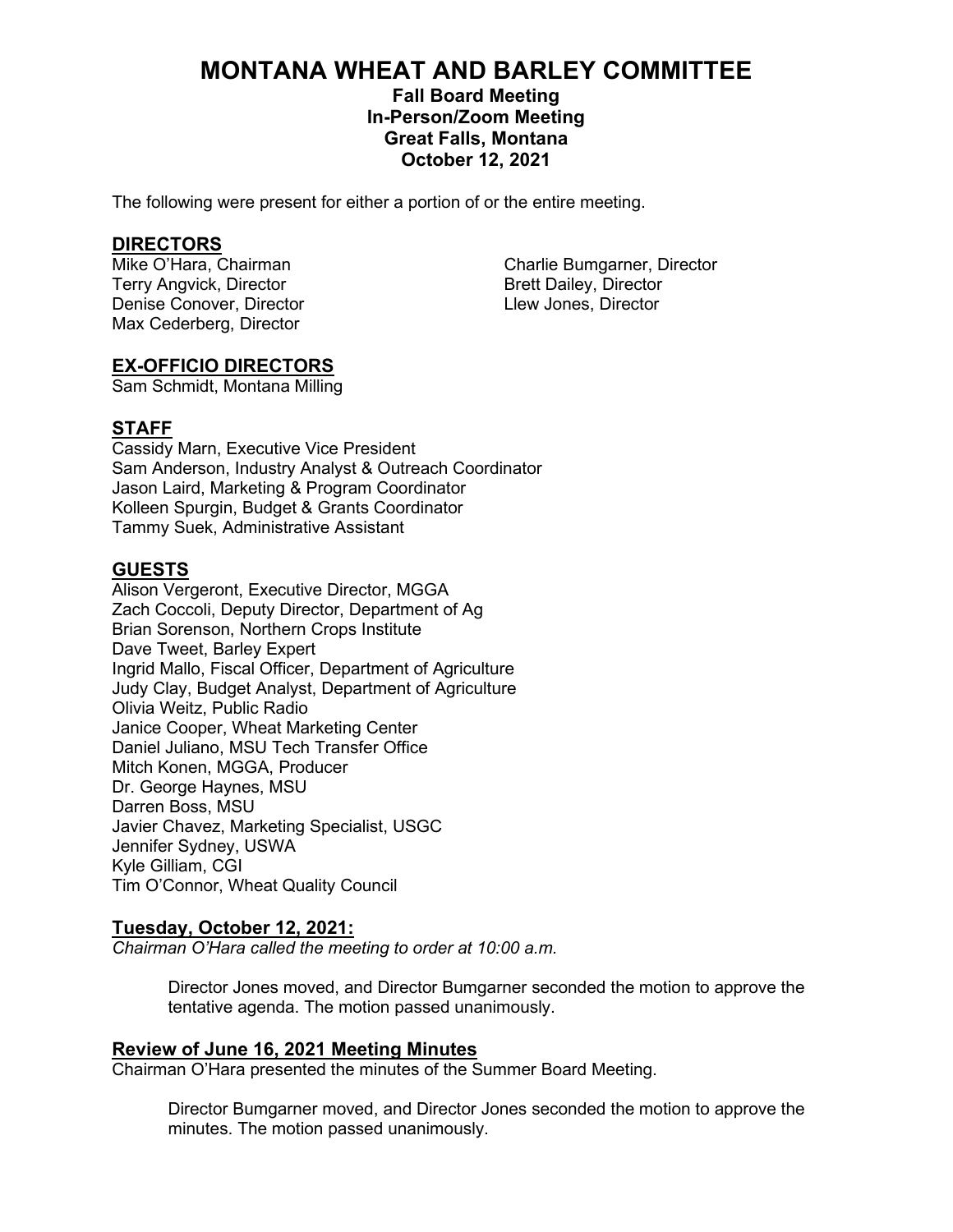# MONTANA WHEAT AND BARLEY COMMITTEE

**Fall Board Meeting**
**In-Person/Zoom Meeting**
**Great Falls, Montana**
**October 12, 2021**

The following were present for either a portion of or the entire meeting.

## DIRECTORS

Mike O'Hara, Chairman
Terry Angvick, Director
Denise Conover, Director
Max Cederberg, Director
Charlie Bumgarner, Director
Brett Dailey, Director
Llew Jones, Director

## EX-OFFICIO DIRECTORS

Sam Schmidt, Montana Milling

## STAFF

Cassidy Marn, Executive Vice President
Sam Anderson, Industry Analyst & Outreach Coordinator
Jason Laird, Marketing & Program Coordinator
Kolleen Spurgin, Budget & Grants Coordinator
Tammy Suek, Administrative Assistant

## GUESTS

Alison Vergeront, Executive Director, MGGA
Zach Coccoli, Deputy Director, Department of Ag
Brian Sorenson, Northern Crops Institute
Dave Tweet, Barley Expert
Ingrid Mallo, Fiscal Officer, Department of Agriculture
Judy Clay, Budget Analyst, Department of Agriculture
Olivia Weitz, Public Radio
Janice Cooper, Wheat Marketing Center
Daniel Juliano, MSU Tech Transfer Office
Mitch Konen, MGGA, Producer
Dr. George Haynes, MSU
Darren Boss, MSU
Javier Chavez, Marketing Specialist, USGC
Jennifer Sydney, USWA
Kyle Gilliam, CGI
Tim O'Connor, Wheat Quality Council

## Tuesday, October 12, 2021:

*Chairman O'Hara called the meeting to order at 10:00 a.m.*

> Director Jones moved, and Director Bumgarner seconded the motion to approve the tentative agenda. The motion passed unanimously.

## Review of June 16, 2021 Meeting Minutes

Chairman O'Hara presented the minutes of the Summer Board Meeting.

> Director Bumgarner moved, and Director Jones seconded the motion to approve the minutes. The motion passed unanimously.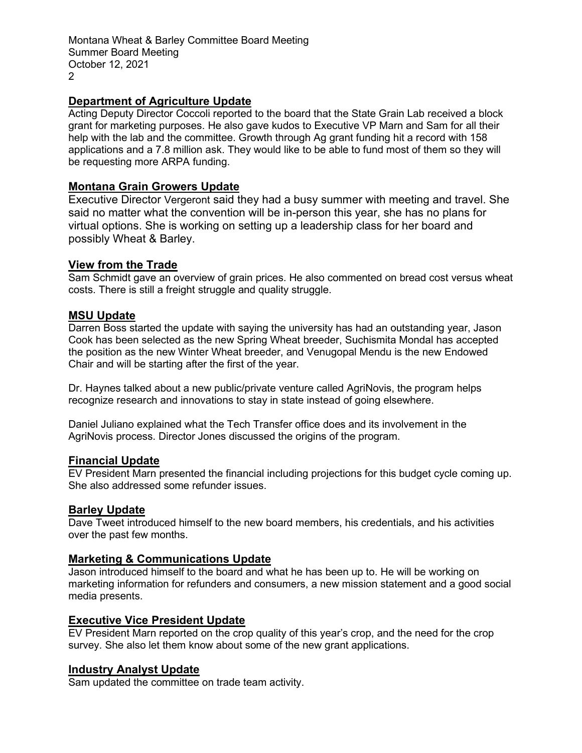## Department of Agriculture Update

Acting Deputy Director Coccoli reported to the board that the State Grain Lab received a block grant for marketing purposes. He also gave kudos to Executive VP Marn and Sam for all their help with the lab and the committee. Growth through Ag grant funding hit a record with 158 applications and a 7.8 million ask. They would like to be able to fund most of them so they will be requesting more ARPA funding.

## Montana Grain Growers Update

Executive Director Vergeront said they had a busy summer with meeting and travel. She said no matter what the convention will be in-person this year, she has no plans for virtual options. She is working on setting up a leadership class for her board and possibly Wheat & Barley.

## View from the Trade

Sam Schmidt gave an overview of grain prices. He also commented on bread cost versus wheat costs. There is still a freight struggle and quality struggle.

## MSU Update

Darren Boss started the update with saying the university has had an outstanding year, Jason Cook has been selected as the new Spring Wheat breeder, Suchismita Mondal has accepted the position as the new Winter Wheat breeder, and Venugopal Mendu is the new Endowed Chair and will be starting after the first of the year.

Dr. Haynes talked about a new public/private venture called AgriNovis, the program helps recognize research and innovations to stay in state instead of going elsewhere.

Daniel Juliano explained what the Tech Transfer office does and its involvement in the AgriNovis process. Director Jones discussed the origins of the program.

## Financial Update

EV President Marn presented the financial including projections for this budget cycle coming up. She also addressed some refunder issues.

## Barley Update

Dave Tweet introduced himself to the new board members, his credentials, and his activities over the past few months.

## Marketing & Communications Update

Jason introduced himself to the board and what he has been up to. He will be working on marketing information for refunders and consumers, a new mission statement and a good social media presents.

## Executive Vice President Update

EV President Marn reported on the crop quality of this year's crop, and the need for the crop survey. She also let them know about some of the new grant applications.

## Industry Analyst Update

Sam updated the committee on trade team activity.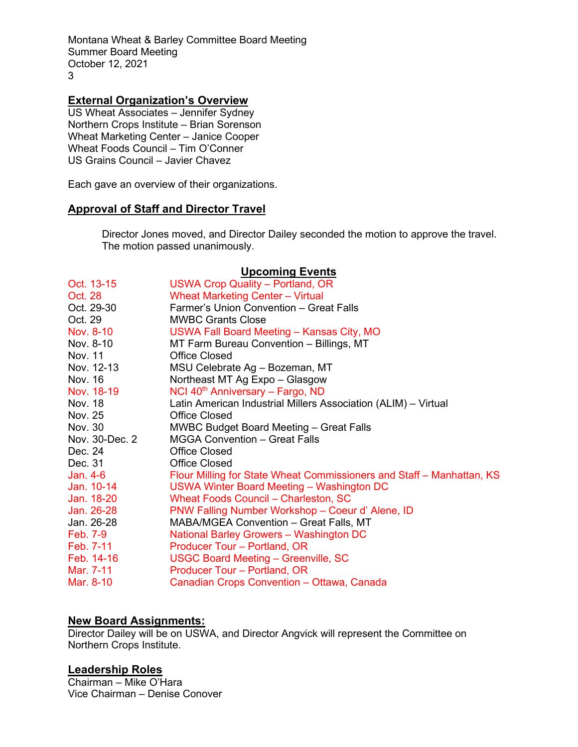## External Organization's Overview

US Wheat Associates – Jennifer Sydney
Northern Crops Institute – Brian Sorenson
Wheat Marketing Center – Janice Cooper
Wheat Foods Council – Tim O'Conner
US Grains Council – Javier Chavez

Each gave an overview of their organizations.

## Approval of Staff and Director Travel

Director Jones moved, and Director Dailey seconded the motion to approve the travel. The motion passed unanimously.

## Upcoming Events

| | |
|---|---|
| Oct. 13-15 | USWA Crop Quality – Portland, OR |
| Oct. 28 | Wheat Marketing Center – Virtual |
| Oct. 29-30 | Farmer's Union Convention – Great Falls |
| Oct. 29 | MWBC Grants Close |
| Nov. 8-10 | USWA Fall Board Meeting – Kansas City, MO |
| Nov. 8-10 | MT Farm Bureau Convention – Billings, MT |
| Nov. 11 | Office Closed |
| Nov. 12-13 | MSU Celebrate Ag – Bozeman, MT |
| Nov. 16 | Northeast MT Ag Expo – Glasgow |
| Nov. 18-19 | NCI 40th Anniversary – Fargo, ND |
| Nov. 18 | Latin American Industrial Millers Association (ALIM) – Virtual |
| Nov. 25 | Office Closed |
| Nov. 30 | MWBC Budget Board Meeting – Great Falls |
| Nov. 30-Dec. 2 | MGGA Convention – Great Falls |
| Dec. 24 | Office Closed |
| Dec. 31 | Office Closed |
| Jan. 4-6 | Flour Milling for State Wheat Commissioners and Staff – Manhattan, KS |
| Jan. 10-14 | USWA Winter Board Meeting – Washington DC |
| Jan. 18-20 | Wheat Foods Council – Charleston, SC |
| Jan. 26-28 | PNW Falling Number Workshop – Coeur d' Alene, ID |
| Jan. 26-28 | MABA/MGEA Convention – Great Falls, MT |
| Feb. 7-9 | National Barley Growers – Washington DC |
| Feb. 7-11 | Producer Tour – Portland, OR |
| Feb. 14-16 | USGC Board Meeting – Greenville, SC |
| Mar. 7-11 | Producer Tour – Portland, OR |
| Mar. 8-10 | Canadian Crops Convention – Ottawa, Canada |

## New Board Assignments:

Director Dailey will be on USWA, and Director Angvick will represent the Committee on Northern Crops Institute.

## Leadership Roles

Chairman – Mike O'Hara
Vice Chairman – Denise Conover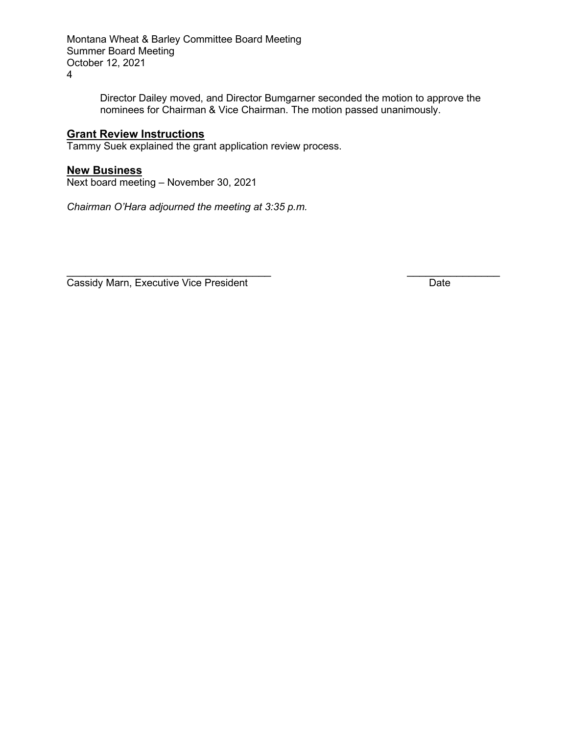Director Dailey moved, and Director Bumgarner seconded the motion to approve the nominees for Chairman & Vice Chairman. The motion passed unanimously.

## Grant Review Instructions

Tammy Suek explained the grant application review process.

## New Business

Next board meeting – November 30, 2021

*Chairman O'Hara adjourned the meeting at 3:35 p.m.*

_____________________________________ _________________

Cassidy Marn, Executive Vice President Date